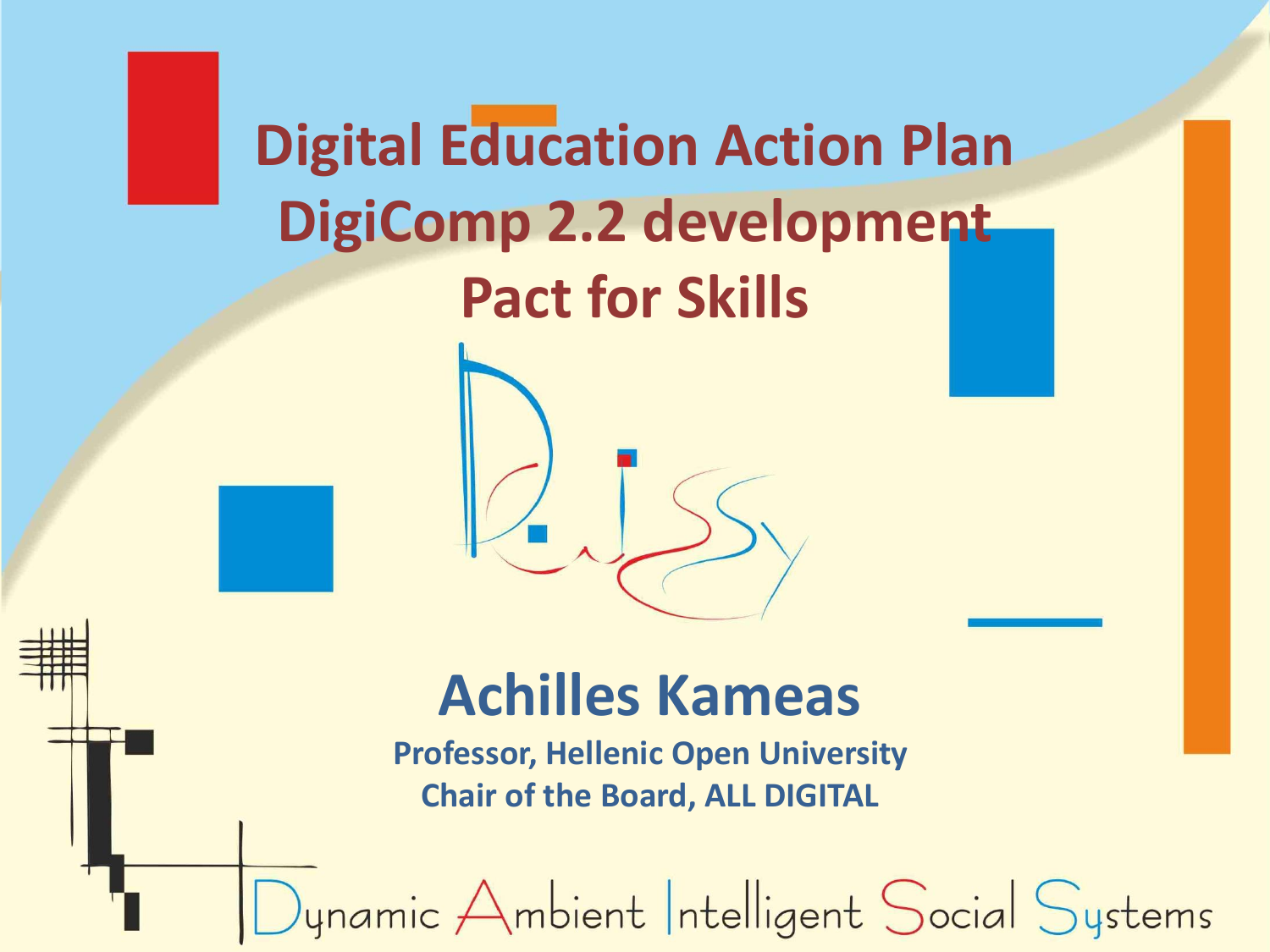# Digital Education Action Plan DigiComp 2.2 development Pact for Skills

## Achilles Kameas

**Professor, Hellenic Open University**

**Chair of the Board, ALL DIGITAL**

Dynamic Ambient Intelligent Social Systems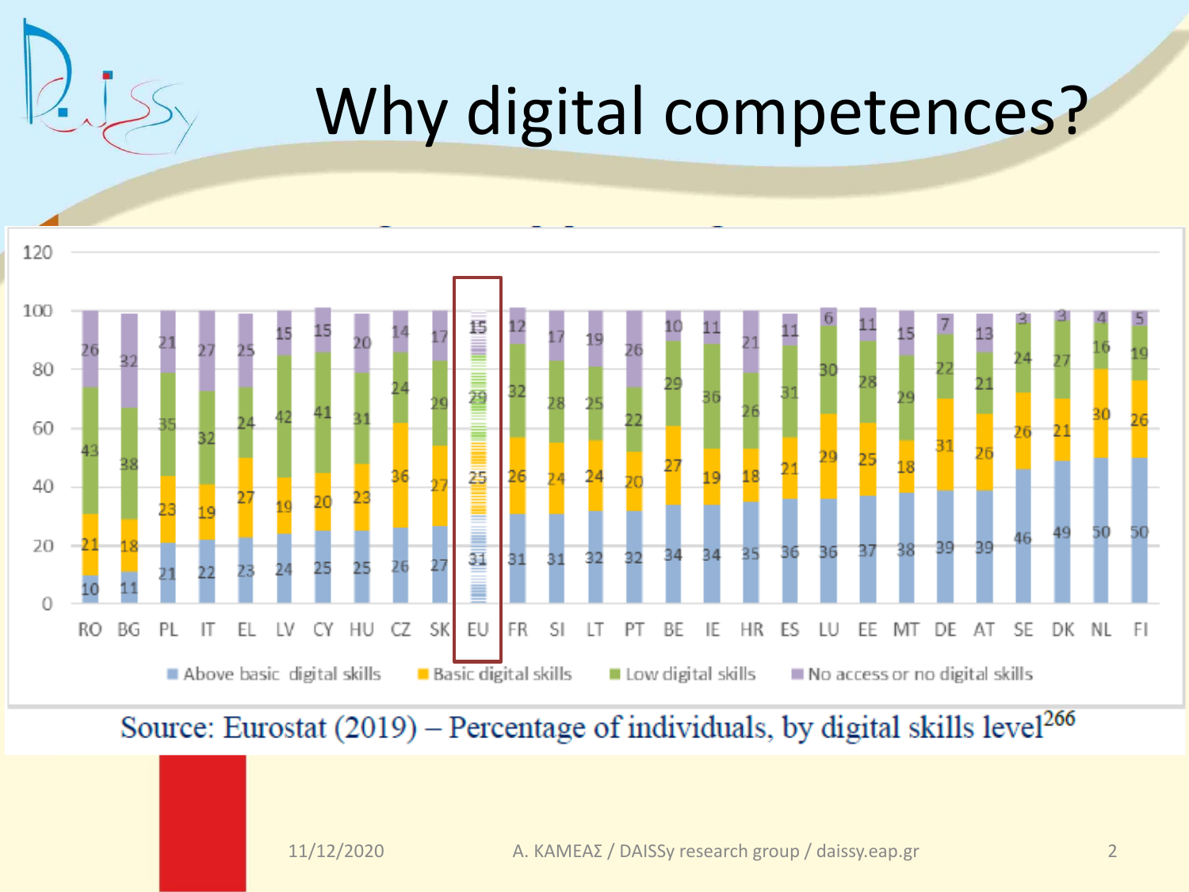# Why digital competences?

| | RO | BG | PL | IT | EL | LV | CY | HU | CZ | SK | EU | FR | SI | LT | PT | BE | IE | HR | ES | LU | EE | MT | DE | AT | SE | DK | NL | FI |
|---|---|---|---|---|---|---|---|---|---|---|---|---|---|---|---|---|---|---|---|---|---|---|---|---|---|---|---|---|
| Above basic digital skills | 10 | 11 | 21 | 22 | 23 | 24 | 25 | 25 | 26 | 27 | 31 | 31 | 31 | 32 | 32 | 34 | 34 | 35 | 36 | 36 | 37 | 38 | 39 | 39 | 46 | 49 | 50 | 50 |
| Basic digital skills | 21 | 18 | 23 | 19 | 27 | 19 | 20 | 23 | 36 | 27 | 25 | 26 | 24 | 24 | 20 | 27 | 19 | 18 | 21 | 29 | 25 | 18 | 31 | 26 | 26 | 21 | 30 | 26 |
| Low digital skills | 43 | 38 | 35 | 32 | 24 | 42 | 41 | 31 | 24 | 29 | 29 | 32 | 28 | 25 | 22 | 29 | 36 | 26 | 31 | 30 | 28 | 29 | 22 | 21 | 24 | 27 | 16 | 19 |
| No access or no digital skills | 26 | 32 | 21 | 27 | 25 | 15 | 15 | 20 | 14 | 17 | 15 | 12 | 17 | 19 | 26 | 10 | 11 | 21 | 11 | 6 | 11 | 15 | 7 | 13 | 3 | 3 | 4 | 5 |

Source: Eurostat (2019) – Percentage of individuals, by digital skills level[266]

11/12/2020 A. ΚΑΜΕΑΣ / DAISSy research group / daissy.eap.gr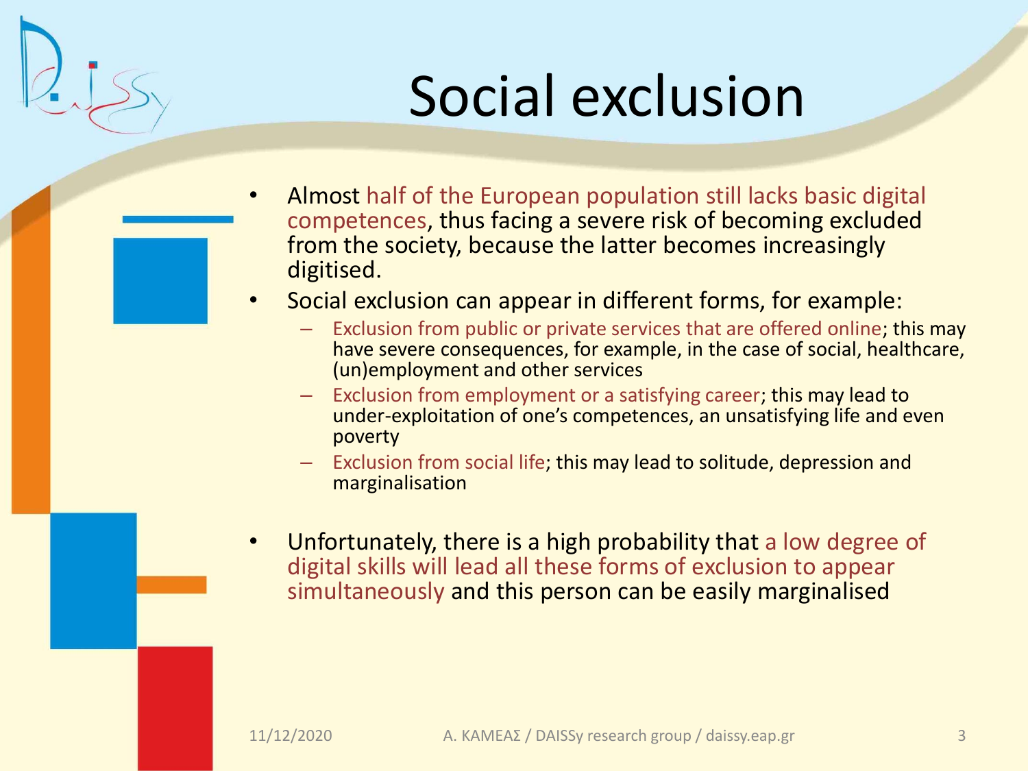# Social exclusion

- Almost half of the European population still lacks basic digital competences, thus facing a severe risk of becoming excluded from the society, because the latter becomes increasingly digitised.
- Social exclusion can appear in different forms, for example:
  - Exclusion from public or private services that are offered online; this may have severe consequences, for example, in the case of social, healthcare, (un)employment and other services
  - Exclusion from employment or a satisfying career; this may lead to under-exploitation of one's competences, an unsatisfying life and even poverty
  - Exclusion from social life; this may lead to solitude, depression and marginalisation
- Unfortunately, there is a high probability that a low degree of digital skills will lead all these forms of exclusion to appear simultaneously and this person can be easily marginalised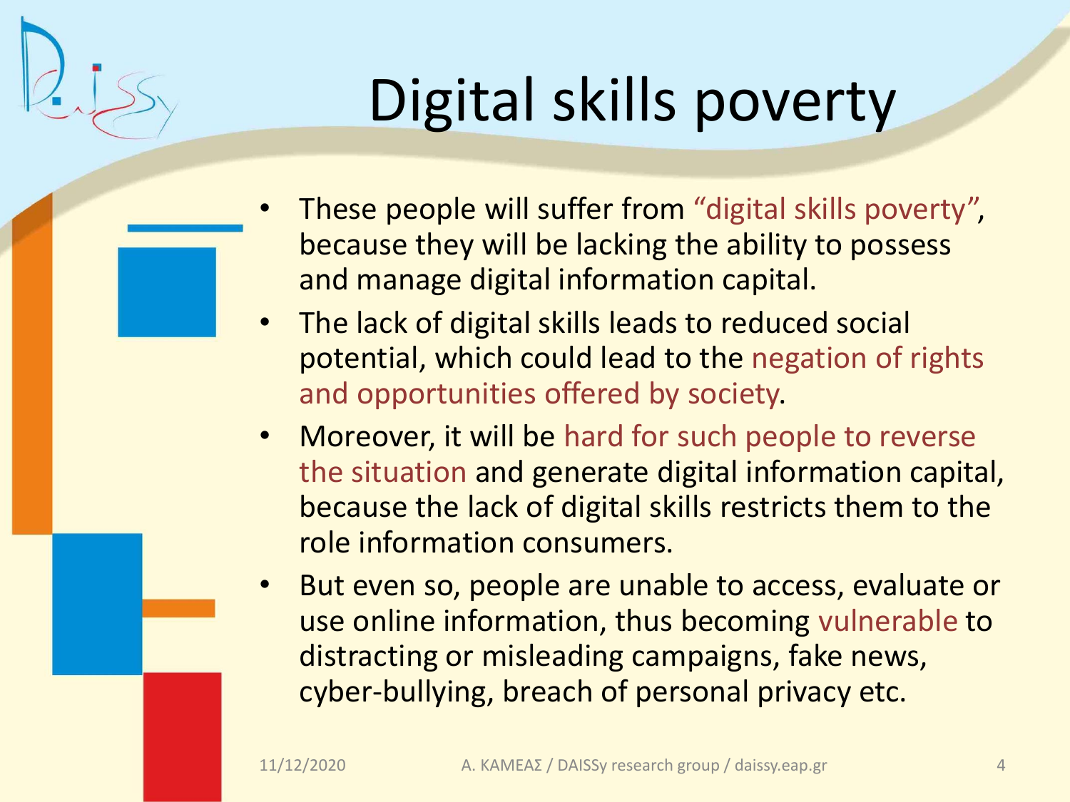# Digital skills poverty

- These people will suffer from "digital skills poverty", because they will be lacking the ability to possess and manage digital information capital.
- The lack of digital skills leads to reduced social potential, which could lead to the negation of rights and opportunities offered by society.
- Moreover, it will be hard for such people to reverse the situation and generate digital information capital, because the lack of digital skills restricts them to the role information consumers.
- But even so, people are unable to access, evaluate or use online information, thus becoming vulnerable to distracting or misleading campaigns, fake news, cyber-bullying, breach of personal privacy etc.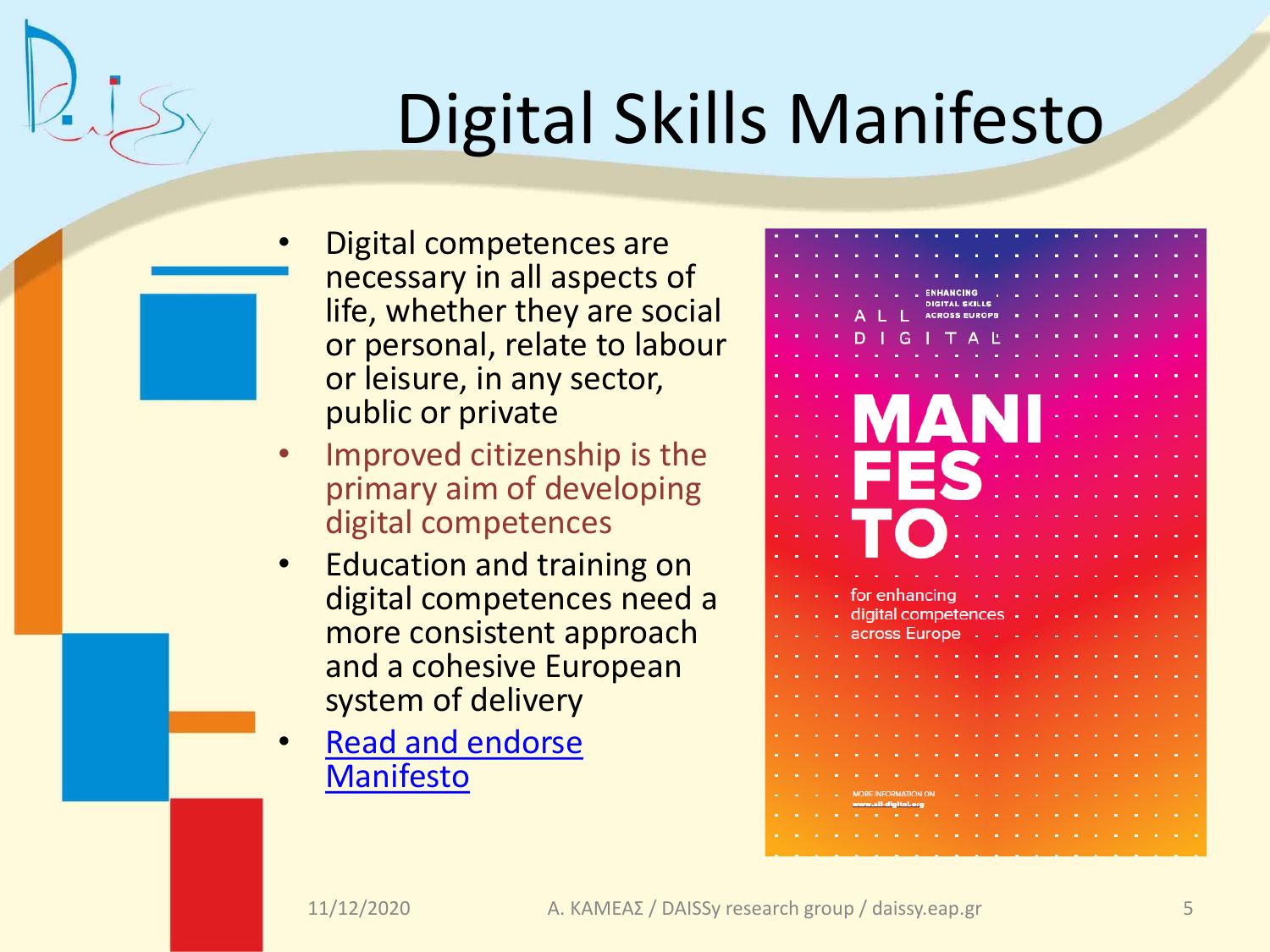# Digital Skills Manifesto

- Digital competences are necessary in all aspects of life, whether they are social or personal, relate to labour or leisure, in any sector, public or private
- Improved citizenship is the primary aim of developing digital competences
- Education and training on digital competences need a more consistent approach and a cohesive European system of delivery
- Read and endorse Manifesto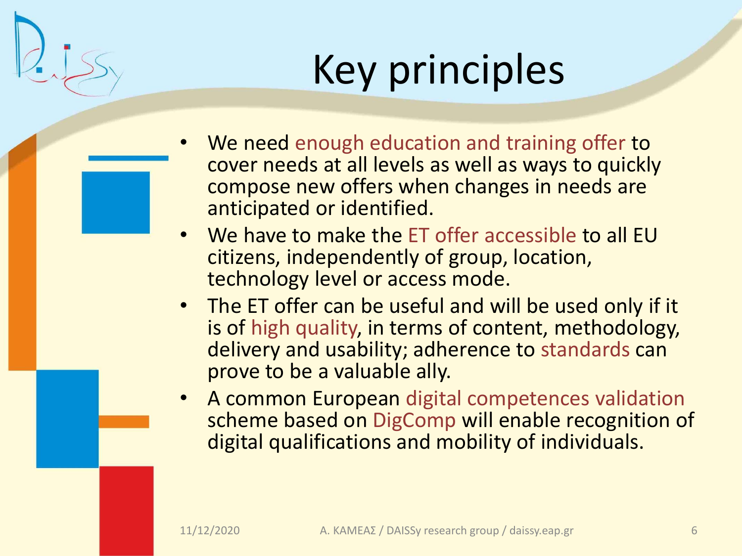# Key principles

- We need enough education and training offer to cover needs at all levels as well as ways to quickly compose new offers when changes in needs are anticipated or identified.
- We have to make the ET offer accessible to all EU citizens, independently of group, location, technology level or access mode.
- The ET offer can be useful and will be used only if it is of high quality, in terms of content, methodology, delivery and usability; adherence to standards can prove to be a valuable ally.
- A common European digital competences validation scheme based on DigComp will enable recognition of digital qualifications and mobility of individuals.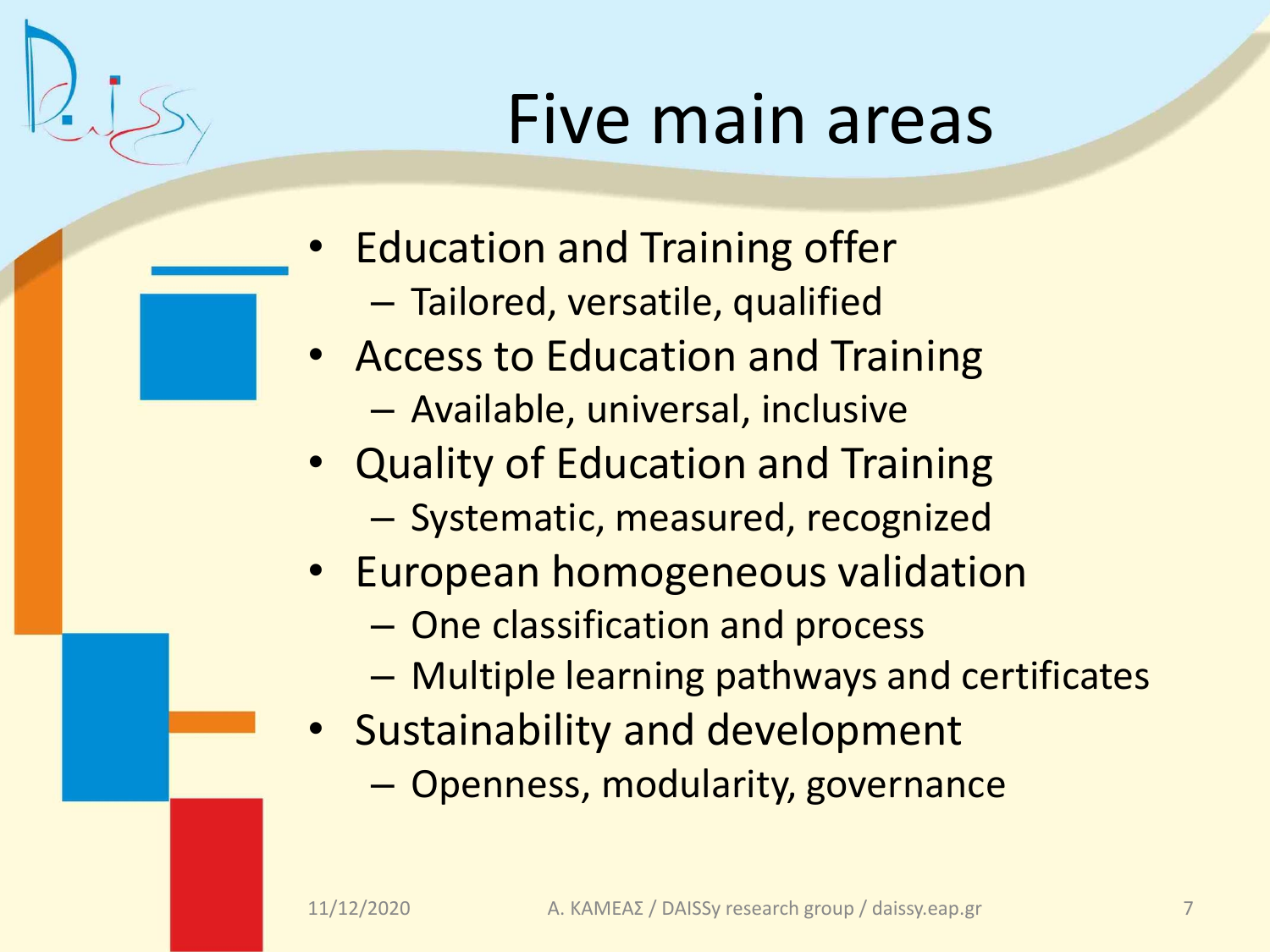# Five main areas

- Education and Training offer
  - Tailored, versatile, qualified
- Access to Education and Training
  - Available, universal, inclusive
- Quality of Education and Training
  - Systematic, measured, recognized
- European homogeneous validation
  - One classification and process
  - Multiple learning pathways and certificates
- Sustainability and development
  - Openness, modularity, governance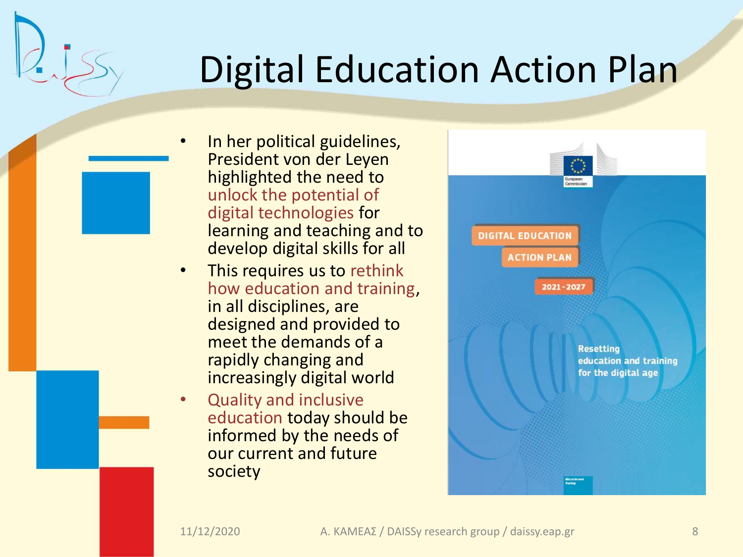# Digital Education Action Plan

- In her political guidelines, President von der Leyen highlighted the need to unlock the potential of digital technologies for learning and teaching and to develop digital skills for all
- This requires us to rethink how education and training, in all disciplines, are designed and provided to meet the demands of a rapidly changing and increasingly digital world
- Quality and inclusive education today should be informed by the needs of our current and future society

DIGITAL EDUCATION ACTION PLAN 2021-2027

Resetting education and training for the digital age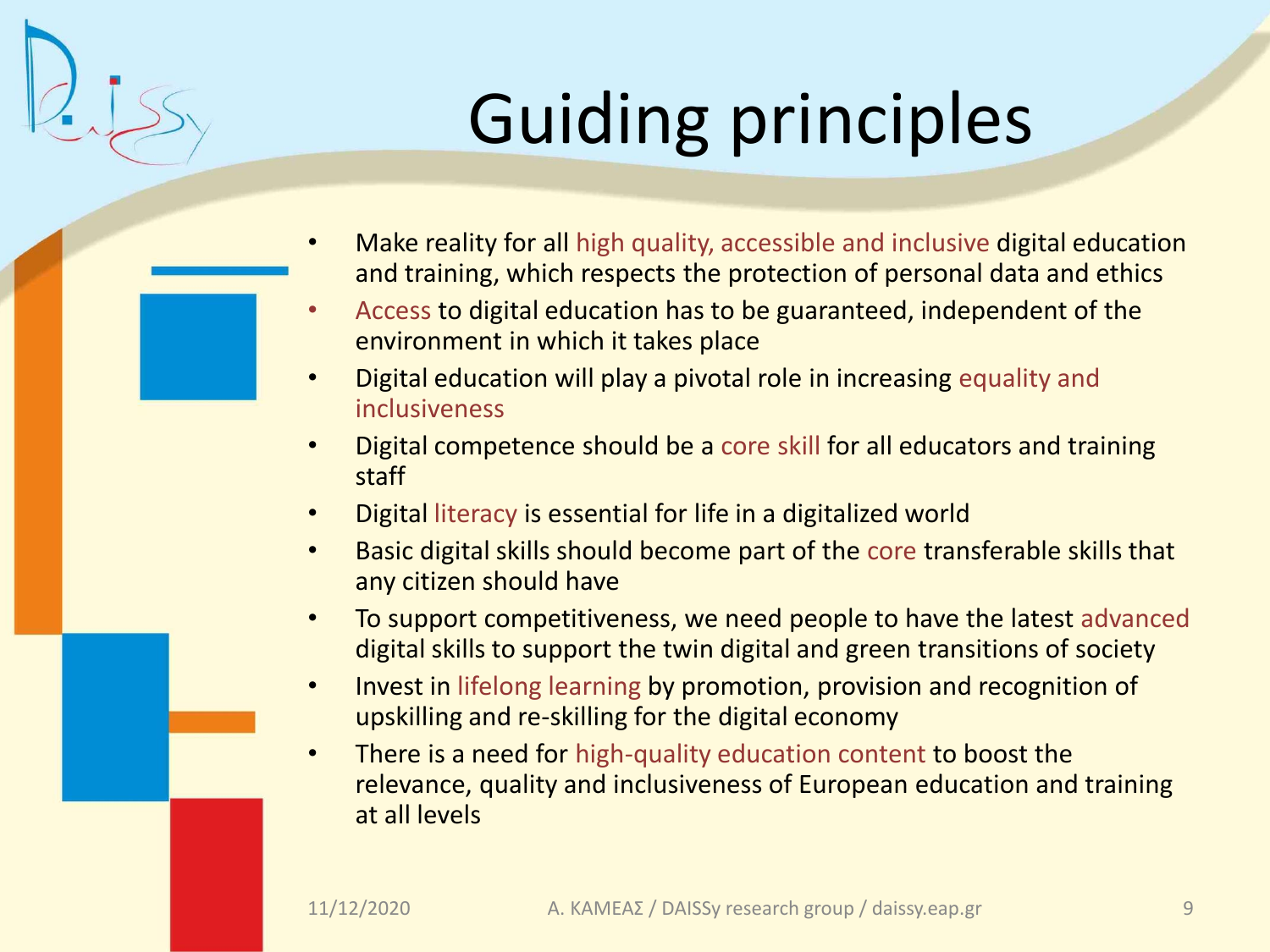# Guiding principles

- Make reality for all high quality, accessible and inclusive digital education and training, which respects the protection of personal data and ethics
- Access to digital education has to be guaranteed, independent of the environment in which it takes place
- Digital education will play a pivotal role in increasing equality and inclusiveness
- Digital competence should be a core skill for all educators and training staff
- Digital literacy is essential for life in a digitalized world
- Basic digital skills should become part of the core transferable skills that any citizen should have
- To support competitiveness, we need people to have the latest advanced digital skills to support the twin digital and green transitions of society
- Invest in lifelong learning by promotion, provision and recognition of upskilling and re-skilling for the digital economy
- There is a need for high-quality education content to boost the relevance, quality and inclusiveness of European education and training at all levels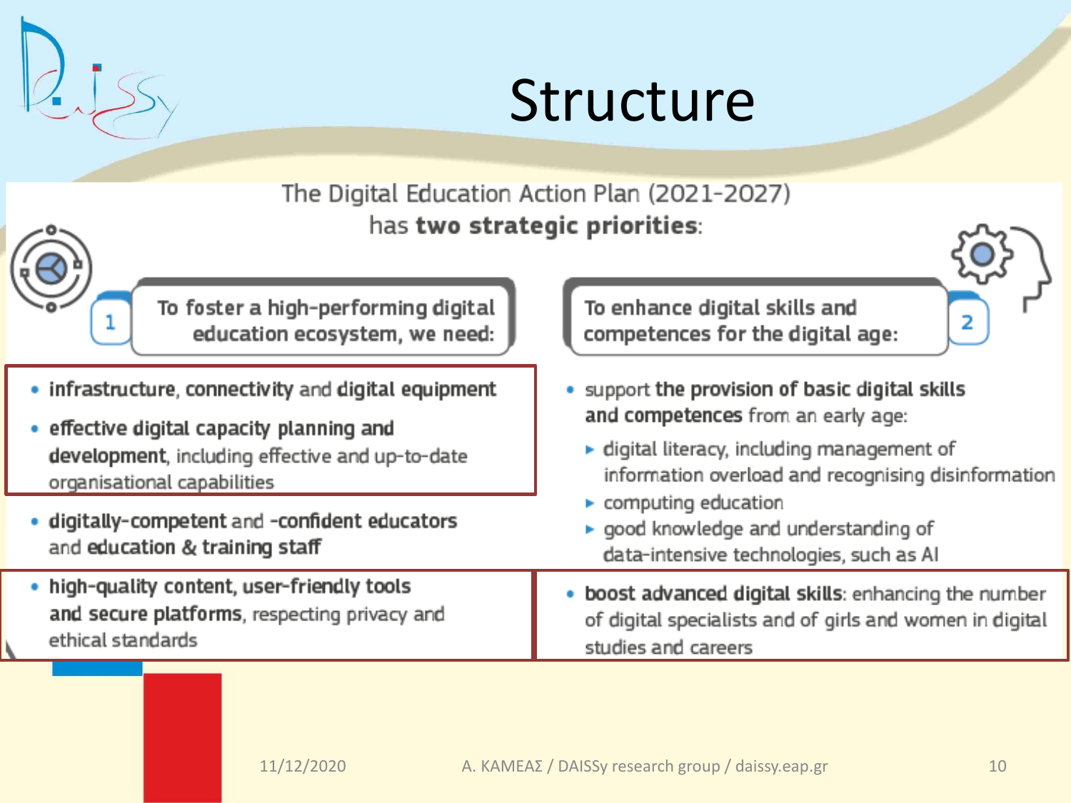# Structure

The Digital Education Action Plan (2021-2027) has **two strategic priorities**:

**1** To foster a high-performing digital education ecosystem, we need:

- **infrastructure**, **connectivity** and **digital equipment**
- **effective digital capacity planning and development**, including effective and up-to-date organisational capabilities
- **digitally-competent** and **-confident educators** and **education & training staff**
- **high-quality content**, **user-friendly tools and secure platforms**, respecting privacy and ethical standards

**2** To enhance digital skills and competences for the digital age:

- support **the provision of basic digital skills and competences** from an early age:
  - digital literacy, including management of information overload and recognising disinformation
  - computing education
  - good knowledge and understanding of data-intensive technologies, such as AI
- **boost advanced digital skills**: enhancing the number of digital specialists and of girls and women in digital studies and careers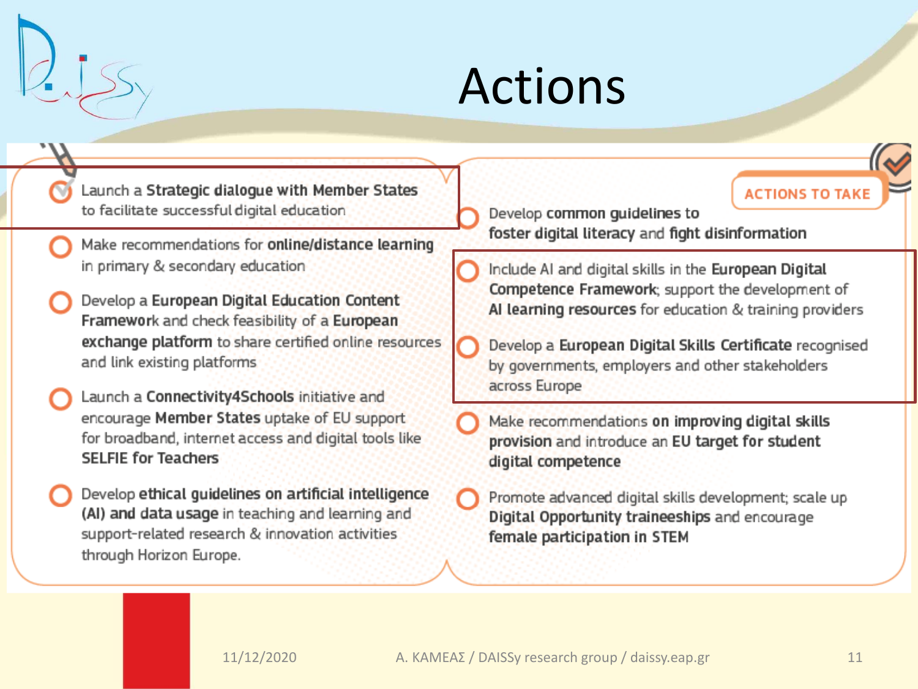# Actions

- Launch a **Strategic dialogue with Member States** to facilitate successful digital education
- Make recommendations for **online/distance learning** in primary & secondary education
- Develop a **European Digital Education Content Framework** and check feasibility of a **European exchange platform** to share certified online resources and link existing platforms
- Launch a **Connectivity4Schools** initiative and encourage **Member States** uptake of EU support for broadband, internet access and digital tools like **SELFIE for Teachers**
- Develop **ethical guidelines on artificial intelligence (AI) and data usage** in teaching and learning and support-related research & innovation activities through Horizon Europe.

**ACTIONS TO TAKE**

- Develop **common guidelines** to **foster digital literacy** and **fight disinformation**
- Include AI and digital skills in the **European Digital Competence Framework**; support the development of **AI learning resources** for education & training providers
- Develop a **European Digital Skills Certificate** recognised by governments, employers and other stakeholders across Europe
- Make recommendations **on improving digital skills provision** and introduce an **EU target for student digital competence**
- Promote advanced digital skills development; scale up **Digital Opportunity traineeships** and encourage **female participation in STEM**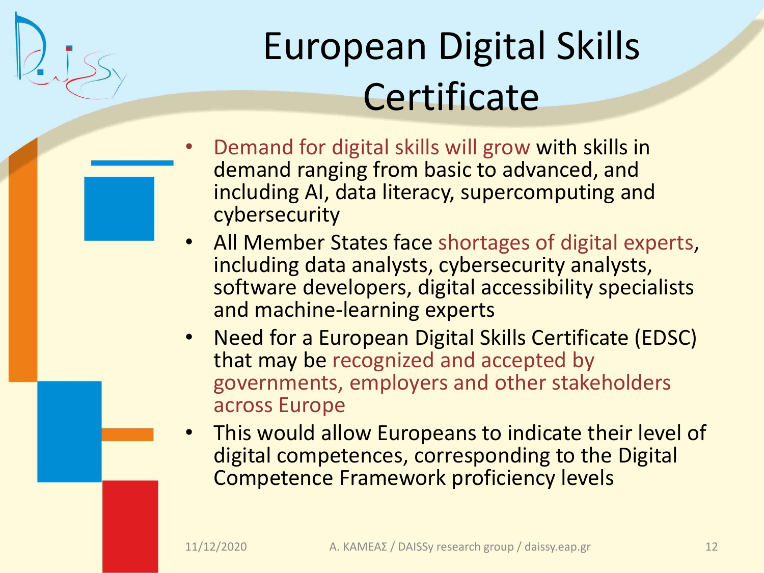# European Digital Skills Certificate

- Demand for digital skills will grow with skills in demand ranging from basic to advanced, and including AI, data literacy, supercomputing and cybersecurity
- All Member States face shortages of digital experts, including data analysts, cybersecurity analysts, software developers, digital accessibility specialists and machine-learning experts
- Need for a European Digital Skills Certificate (EDSC) that may be recognized and accepted by governments, employers and other stakeholders across Europe
- This would allow Europeans to indicate their level of digital competences, corresponding to the Digital Competence Framework proficiency levels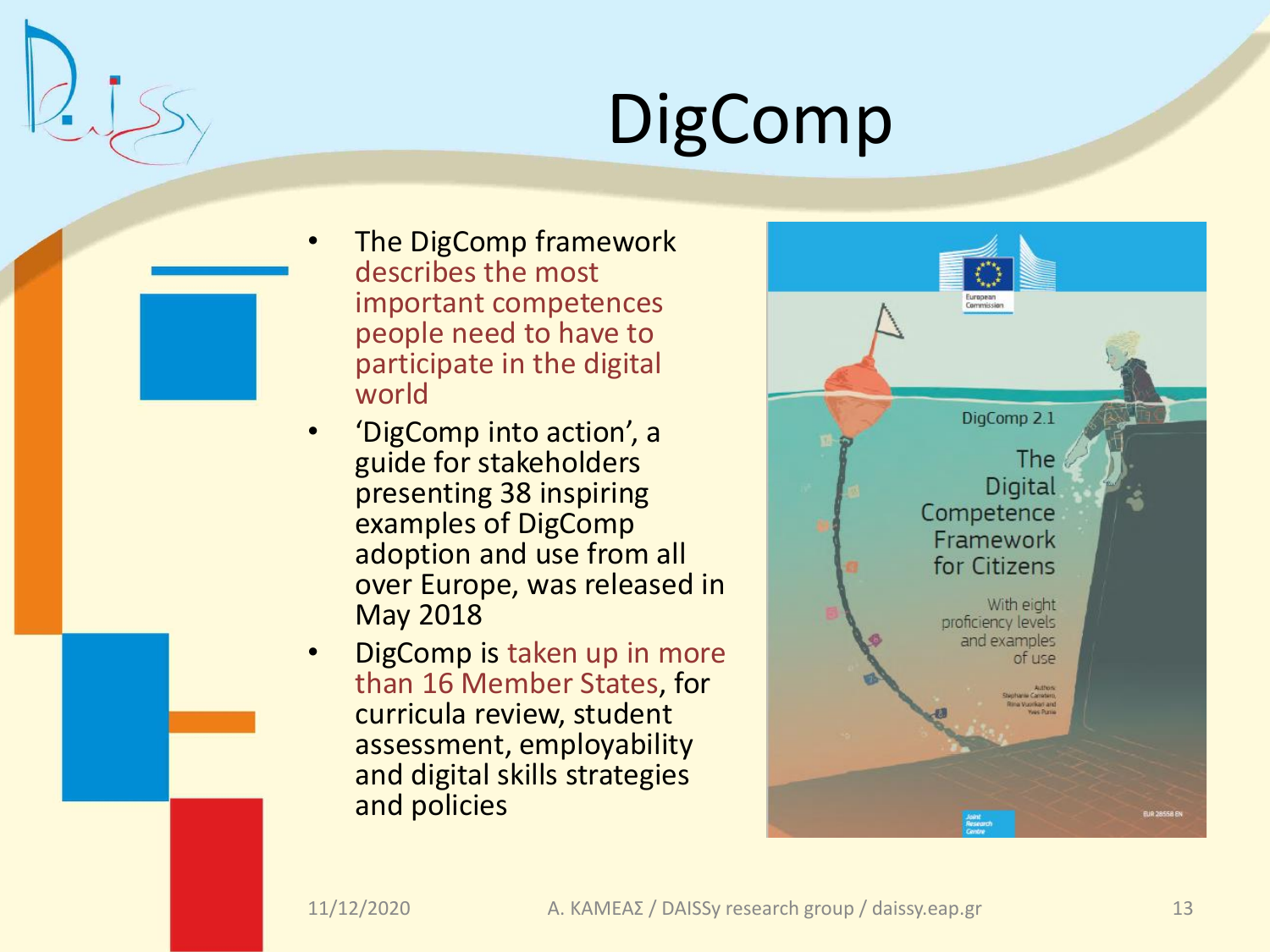# DigComp

- The DigComp framework describes the most important competences people need to have to participate in the digital world
- 'DigComp into action', a guide for stakeholders presenting 38 inspiring examples of DigComp adoption and use from all over Europe, was released in May 2018
- DigComp is taken up in more than 16 Member States, for curricula review, student assessment, employability and digital skills strategies and policies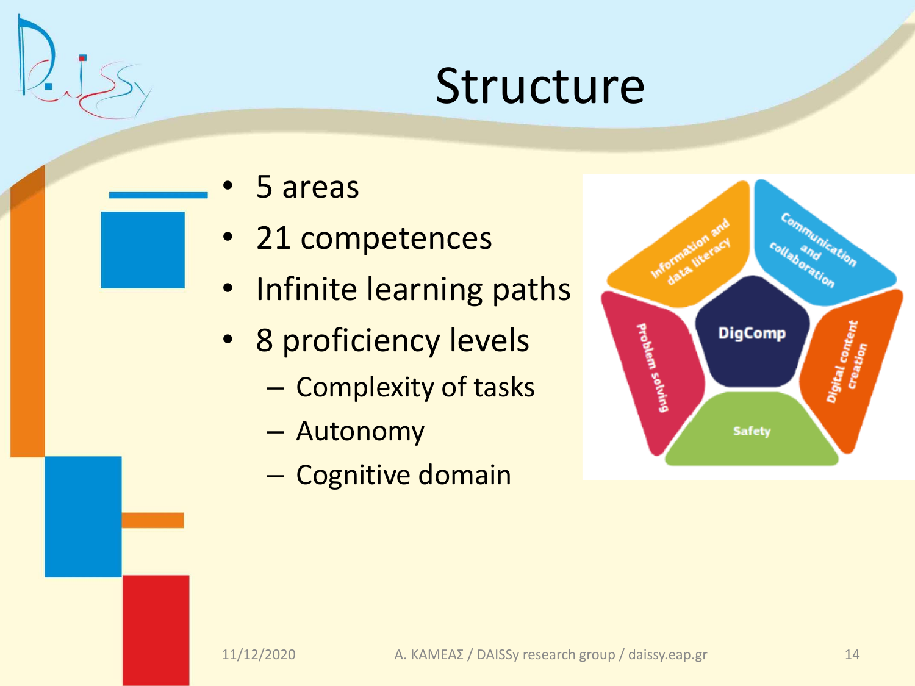# Structure

- 5 areas
- 21 competences
- Infinite learning paths
- 8 proficiency levels
  - Complexity of tasks
  - Autonomy
  - Cognitive domain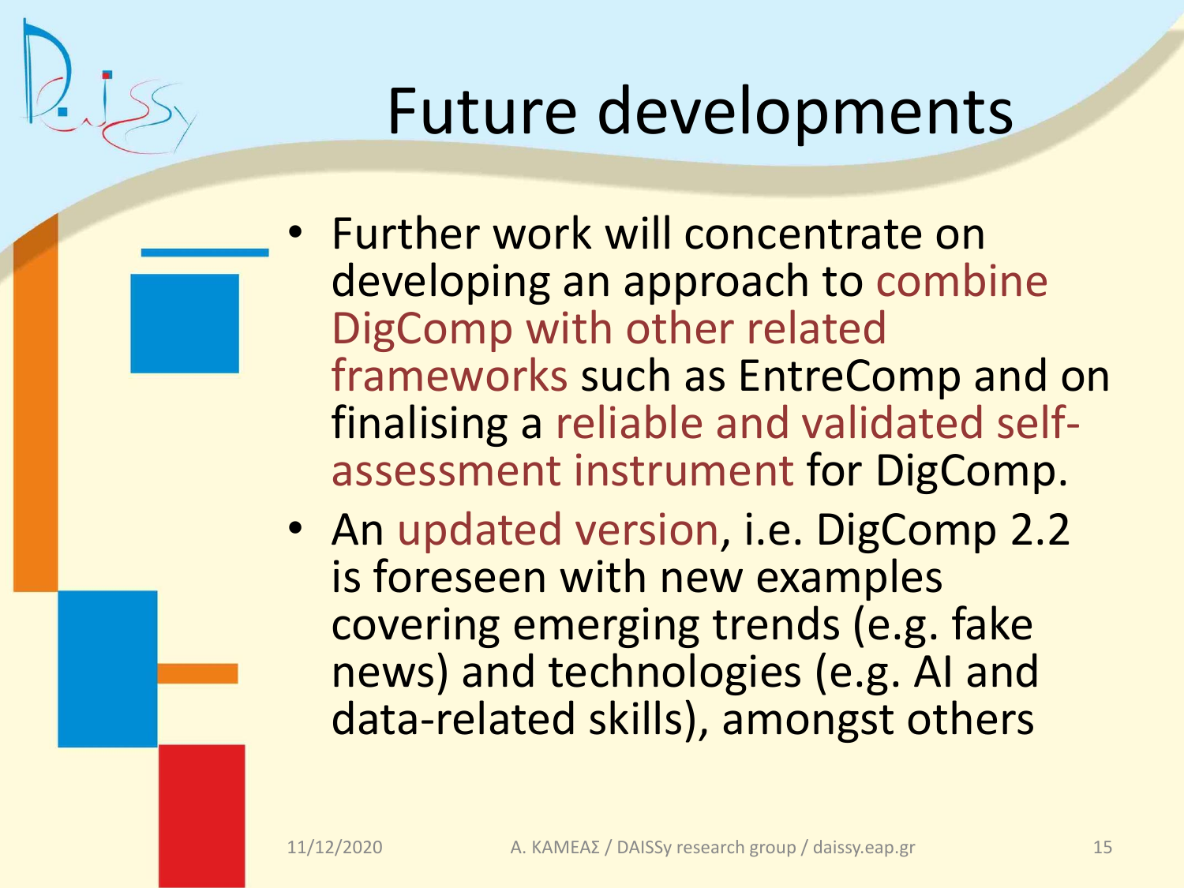# Future developments

- Further work will concentrate on developing an approach to combine DigComp with other related frameworks such as EntreComp and on finalising a reliable and validated self-assessment instrument for DigComp.
- An updated version, i.e. DigComp 2.2 is foreseen with new examples covering emerging trends (e.g. fake news) and technologies (e.g. AI and data-related skills), amongst others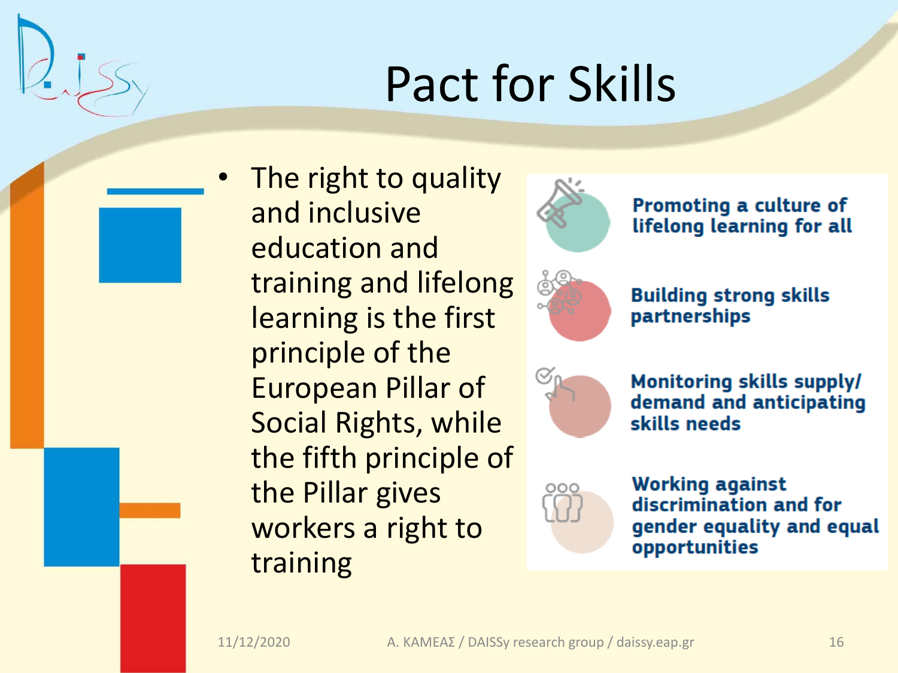# Pact for Skills

- The right to quality and inclusive education and training and lifelong learning is the first principle of the European Pillar of Social Rights, while the fifth principle of the Pillar gives workers a right to training

**Promoting a culture of lifelong learning for all**

**Building strong skills partnerships**

**Monitoring skills supply/ demand and anticipating skills needs**

**Working against discrimination and for gender equality and equal opportunities**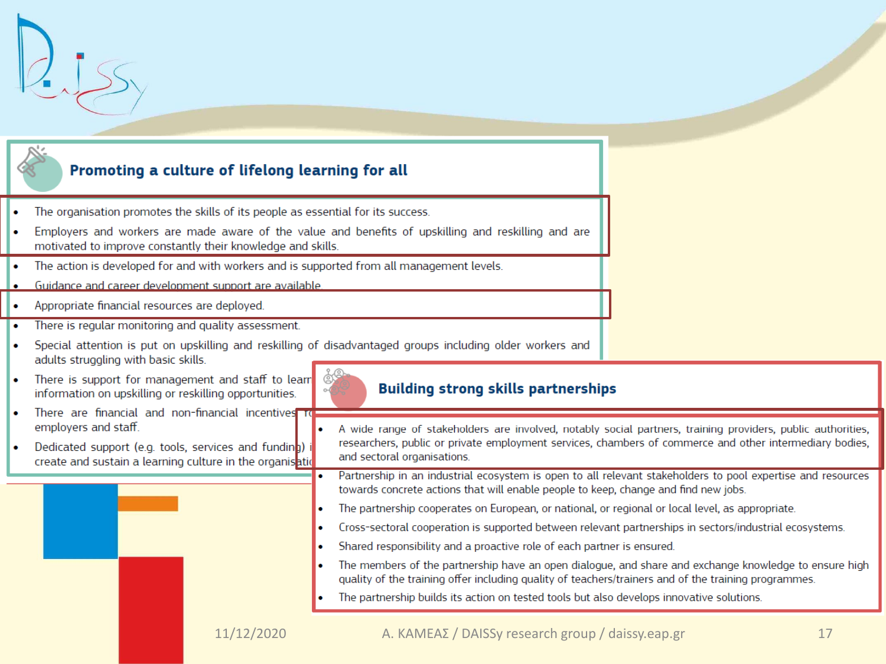## Promoting a culture of lifelong learning for all

- The organisation promotes the skills of its people as essential for its success.
- Employers and workers are made aware of the value and benefits of upskilling and reskilling and are motivated to improve constantly their knowledge and skills.
- The action is developed for and with workers and is supported from all management levels.
- Guidance and career development support are available.
- Appropriate financial resources are deployed.
- There is regular monitoring and quality assessment.
- Special attention is put on upskilling and reskilling of disadvantaged groups including older workers and adults struggling with basic skills.
- There is support for management and staff to learn information on upskilling or reskilling opportunities.
- There are financial and non-financial incentives fo employers and staff.
- Dedicated support (e.g. tools, services and funding) i create and sustain a learning culture in the organisatio

## Building strong skills partnerships

- A wide range of stakeholders are involved, notably social partners, training providers, public authorities, researchers, public or private employment services, chambers of commerce and other intermediary bodies, and sectoral organisations.
- Partnership in an industrial ecosystem is open to all relevant stakeholders to pool expertise and resources towards concrete actions that will enable people to keep, change and find new jobs.
- The partnership cooperates on European, or national, or regional or local level, as appropriate.
- Cross-sectoral cooperation is supported between relevant partnerships in sectors/industrial ecosystems.
- Shared responsibility and a proactive role of each partner is ensured.
- The members of the partnership have an open dialogue, and share and exchange knowledge to ensure high quality of the training offer including quality of teachers/trainers and of the training programmes.
- The partnership builds its action on tested tools but also develops innovative solutions.

11/12/2020 A. ΚΑΜΕΑΣ / DAISSy research group / daissy.eap.gr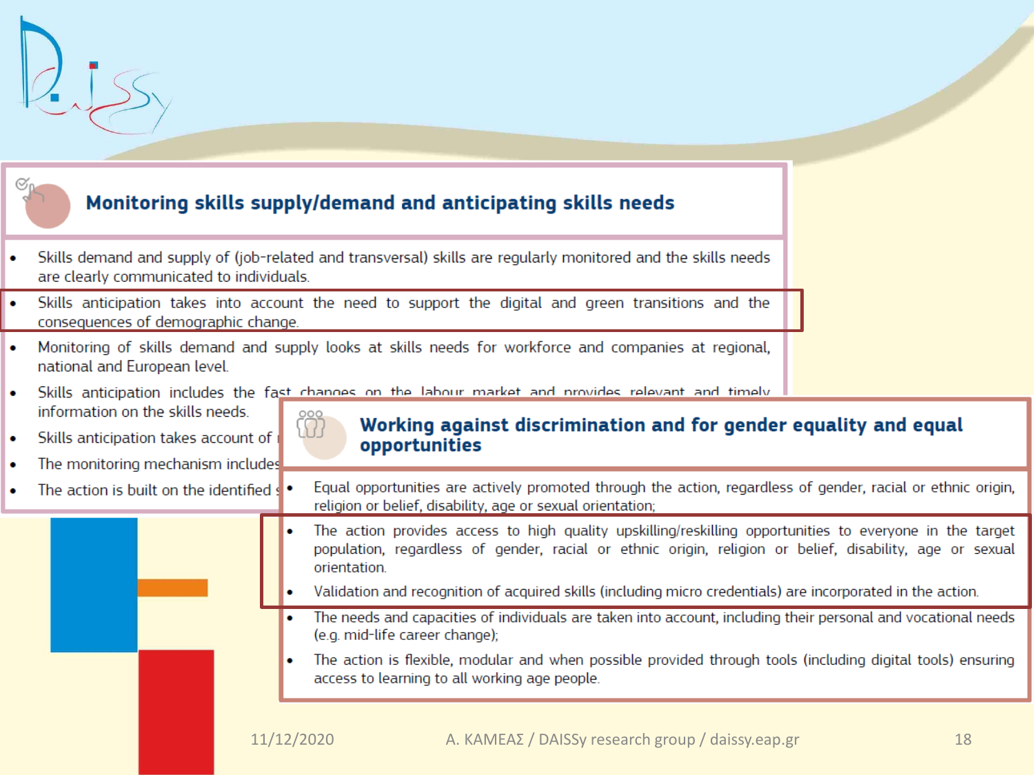## Monitoring skills supply/demand and anticipating skills needs

- Skills demand and supply of (job-related and transversal) skills are regularly monitored and the skills needs are clearly communicated to individuals.
- Skills anticipation takes into account the need to support the digital and green transitions and the consequences of demographic change.
- Monitoring of skills demand and supply looks at skills needs for workforce and companies at regional, national and European level.
- Skills anticipation includes the fast changes on the labour market and provides relevant and timely information on the skills needs.
- Skills anticipation takes account of t
- The monitoring mechanism includes
- The action is built on the identified s

## Working against discrimination and for gender equality and equal opportunities

- Equal opportunities are actively promoted through the action, regardless of gender, racial or ethnic origin, religion or belief, disability, age or sexual orientation;
- The action provides access to high quality upskilling/reskilling opportunities to everyone in the target population, regardless of gender, racial or ethnic origin, religion or belief, disability, age or sexual orientation.
- Validation and recognition of acquired skills (including micro credentials) are incorporated in the action.
- The needs and capacities of individuals are taken into account, including their personal and vocational needs (e.g. mid-life career change);
- The action is flexible, modular and when possible provided through tools (including digital tools) ensuring access to learning to all working age people.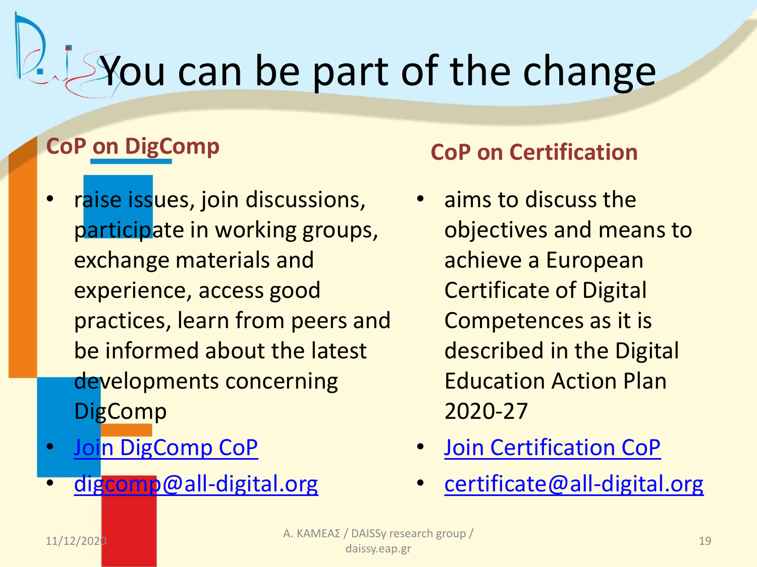# You can be part of the change

## CoP on DigComp

- raise issues, join discussions, participate in working groups, exchange materials and experience, access good practices, learn from peers and be informed about the latest developments concerning DigComp
- Join DigComp CoP
- digcomp@all-digital.org

## CoP on Certification

- aims to discuss the objectives and means to achieve a European Certificate of Digital Competences as it is described in the Digital Education Action Plan 2020-27
- Join Certification CoP
- certificate@all-digital.org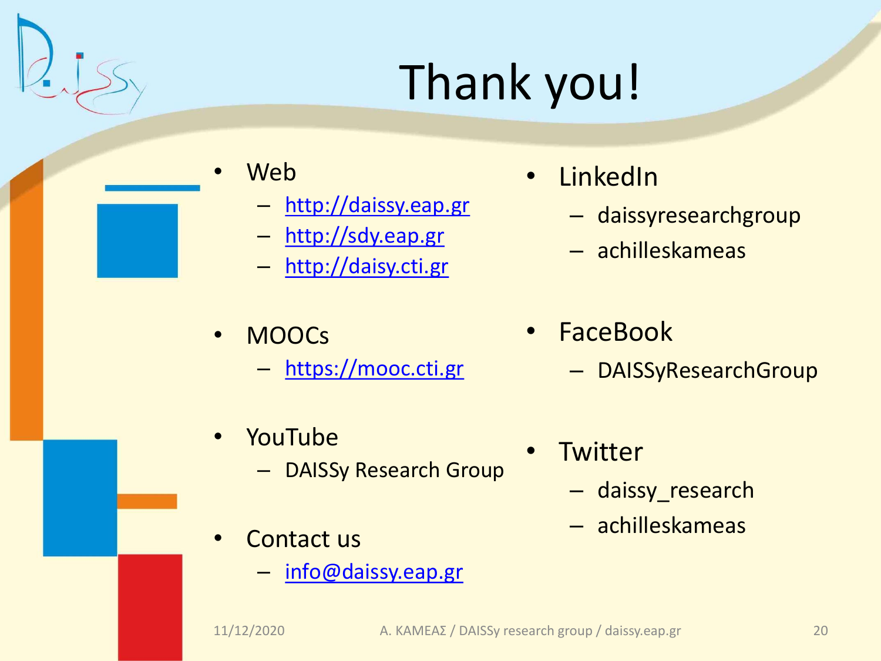# Thank you!

- Web
  - http://daissy.eap.gr
  - http://sdy.eap.gr
  - http://daisy.cti.gr
- MOOCs
  - https://mooc.cti.gr
- YouTube
  - DAISSy Research Group
- Contact us
  - info@daissy.eap.gr
- LinkedIn
  - daissyresearchgroup
  - achilleskameas
- FaceBook
  - DAISSyResearchGroup
- Twitter
  - daissy_research
  - achilleskameas